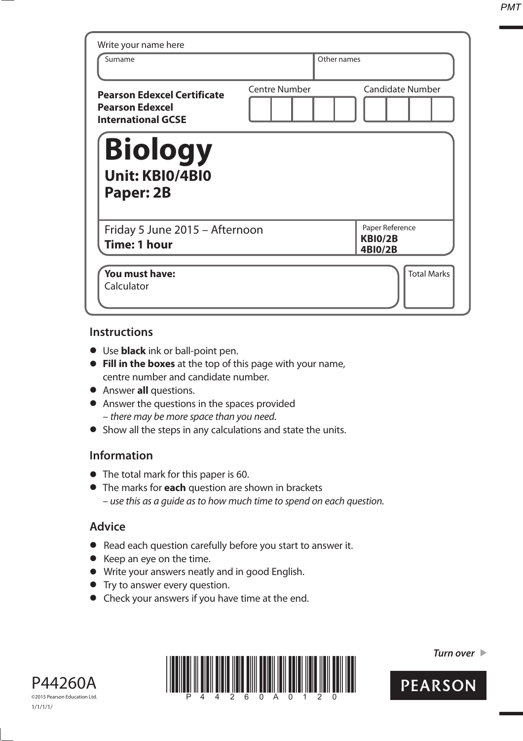Write your name here

| Surname | Other names |
|---|---|
| | |

**Pearson Edexcel Certificate**
**Pearson Edexcel**
**International GCSE**

| Centre Number | Candidate Number |
|---|---|
| | |

# Biology

## Unit: KBI0/4BI0
## Paper: 2B

Friday 5 June 2015 – Afternoon
**Time: 1 hour**

Paper Reference
**KBI0/2B**
**4BI0/2B**

**You must have:**
Calculator

Total Marks

## Instructions

- Use **black** ink or ball-point pen.
- **Fill in the boxes** at the top of this page with your name, centre number and candidate number.
- Answer **all** questions.
- Answer the questions in the spaces provided
  – *there may be more space than you need.*
- Show all the steps in any calculations and state the units.

## Information

- The total mark for this paper is 60.
- The marks for **each** question are shown in brackets
  – *use this as a guide as to how much time to spend on each question.*

## Advice

- Read each question carefully before you start to answer it.
- Keep an eye on the time.
- Write your answers neatly and in good English.
- Try to answer every question.
- Check your answers if you have time at the end.

P44260A
©2015 Pearson Education Ltd.
1/1/1/1/

*Turn over*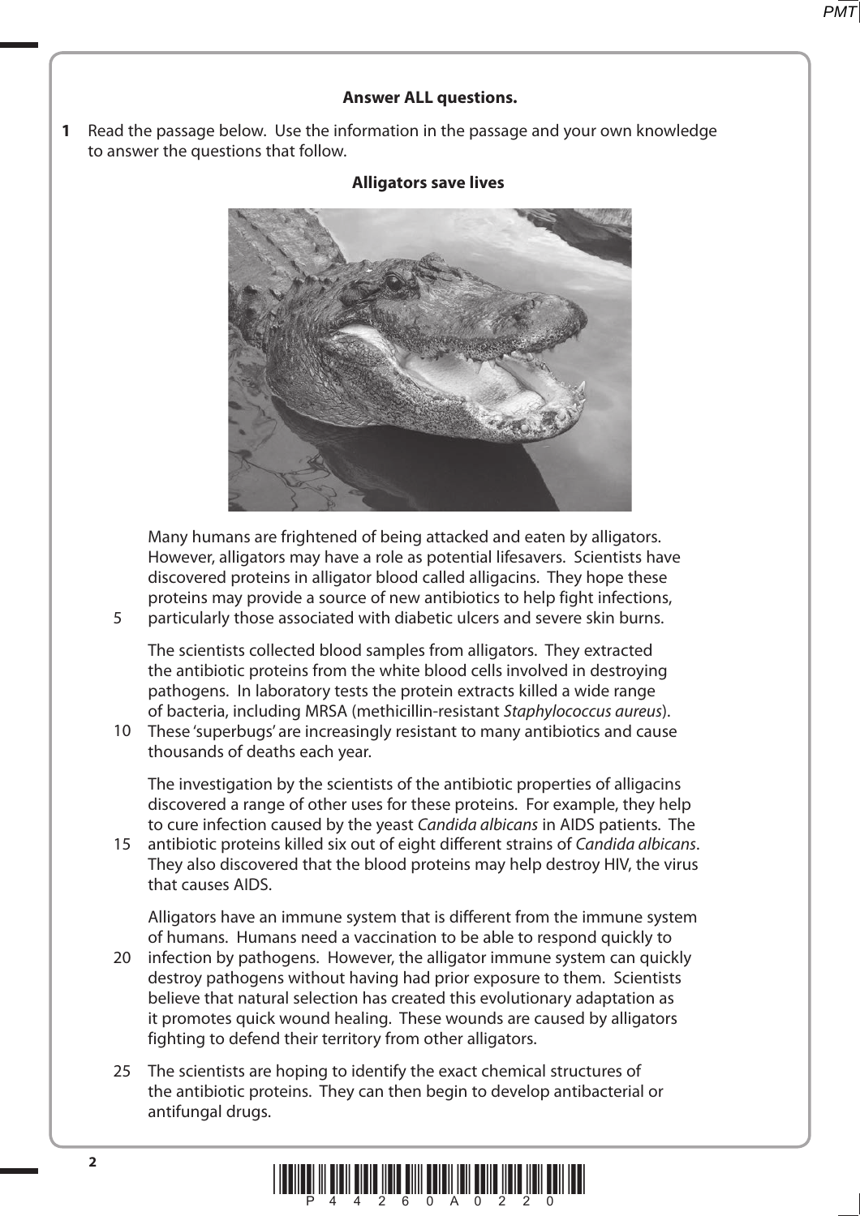**Answer ALL questions.**

**1** Read the passage below. Use the information in the passage and your own knowledge to answer the questions that follow.

**Alligators save lives**

Many humans are frightened of being attacked and eaten by alligators. However, alligators may have a role as potential lifesavers. Scientists have discovered proteins in alligator blood called alligacins. They hope these proteins may provide a source of new antibiotics to help fight infections, particularly those associated with diabetic ulcers and severe skin burns.

The scientists collected blood samples from alligators. They extracted the antibiotic proteins from the white blood cells involved in destroying pathogens. In laboratory tests the protein extracts killed a wide range of bacteria, including MRSA (methicillin-resistant *Staphylococcus aureus*). These 'superbugs' are increasingly resistant to many antibiotics and cause thousands of deaths each year.

The investigation by the scientists of the antibiotic properties of alligacins discovered a range of other uses for these proteins. For example, they help to cure infection caused by the yeast *Candida albicans* in AIDS patients. The antibiotic proteins killed six out of eight different strains of *Candida albicans*. They also discovered that the blood proteins may help destroy HIV, the virus that causes AIDS.

Alligators have an immune system that is different from the immune system of humans. Humans need a vaccination to be able to respond quickly to infection by pathogens. However, the alligator immune system can quickly destroy pathogens without having had prior exposure to them. Scientists believe that natural selection has created this evolutionary adaptation as it promotes quick wound healing. These wounds are caused by alligators fighting to defend their territory from other alligators.

The scientists are hoping to identify the exact chemical structures of the antibiotic proteins. They can then begin to develop antibacterial or antifungal drugs.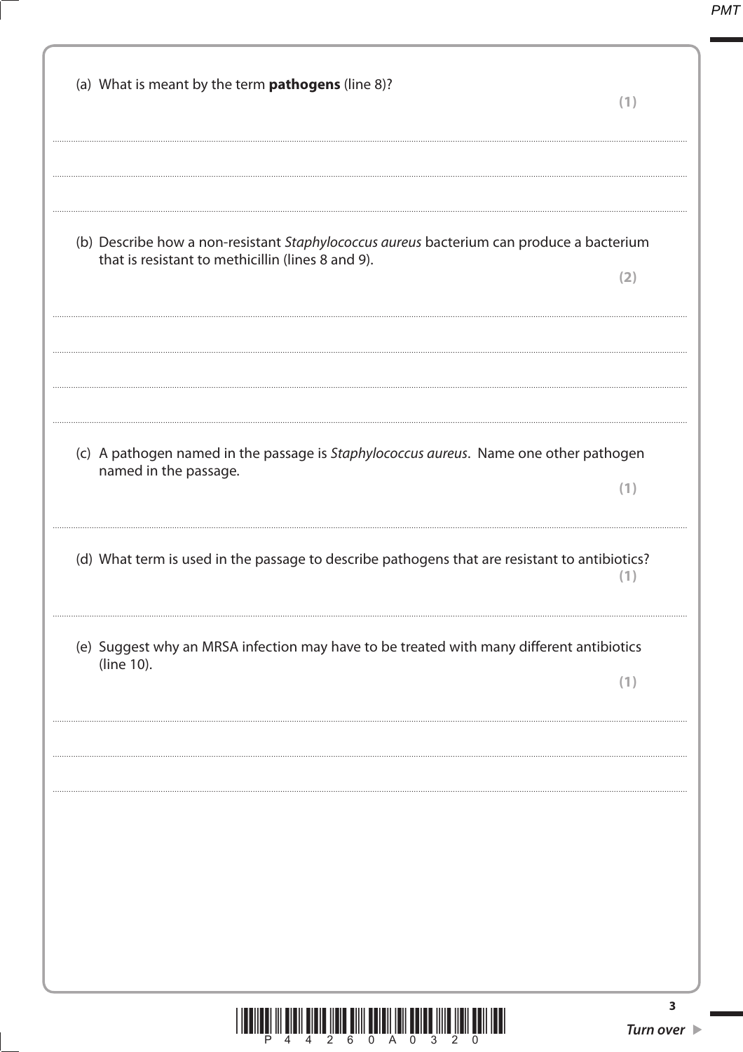(a) What is meant by the term **pathogens** (line 8)?

**(1)**

..............................................................................................................................................

..............................................................................................................................................

(b) Describe how a non-resistant *Staphylococcus aureus* bacterium can produce a bacterium that is resistant to methicillin (lines 8 and 9).

**(2)**

..............................................................................................................................................

..............................................................................................................................................

..............................................................................................................................................

(c) A pathogen named in the passage is *Staphylococcus aureus*. Name one other pathogen named in the passage.

**(1)**

..............................................................................................................................................

(d) What term is used in the passage to describe pathogens that are resistant to antibiotics?

**(1)**

..............................................................................................................................................

(e) Suggest why an MRSA infection may have to be treated with many different antibiotics (line 10).

**(1)**

..............................................................................................................................................

..............................................................................................................................................

..............................................................................................................................................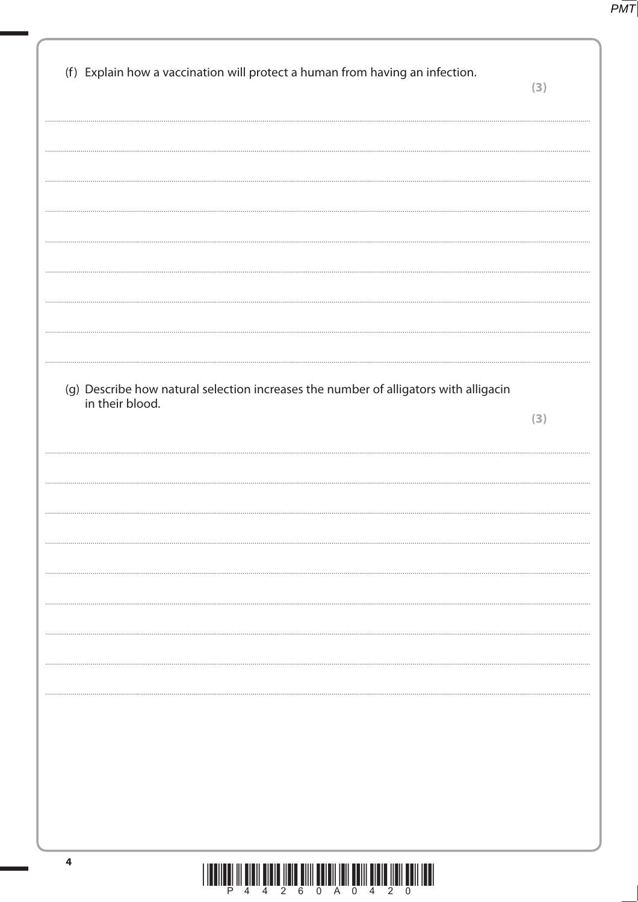(f) Explain how a vaccination will protect a human from having an infection.

**(3)**

(g) Describe how natural selection increases the number of alligators with alligacin in their blood.

**(3)**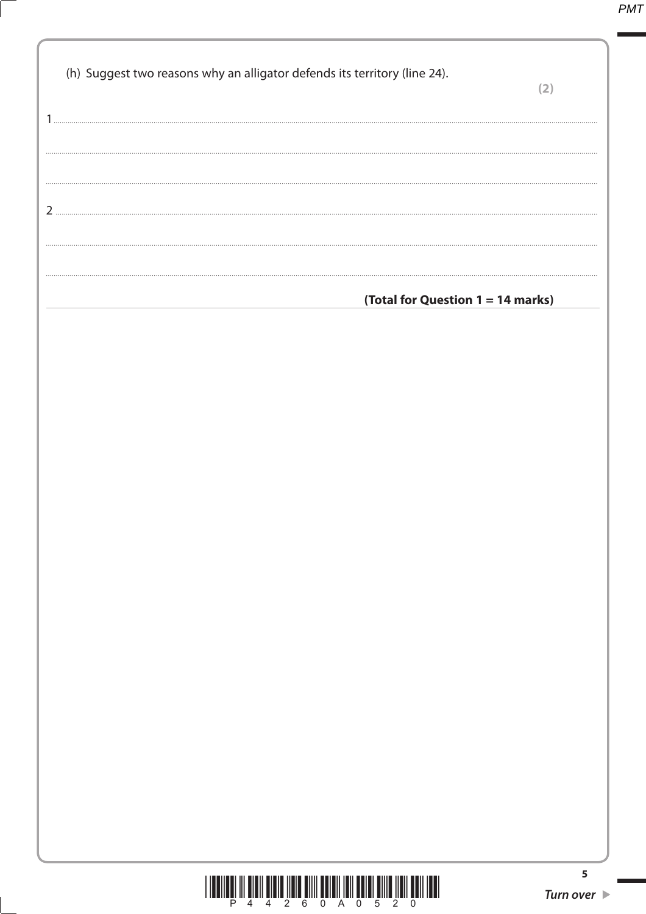(h) Suggest two reasons why an alligator defends its territory (line 24).

**(2)**

1 ..............................................................................................................................................................................

..............................................................................................................................................................................

..............................................................................................................................................................................

2 ..............................................................................................................................................................................

..............................................................................................................................................................................

..............................................................................................................................................................................

**(Total for Question 1 = 14 marks)**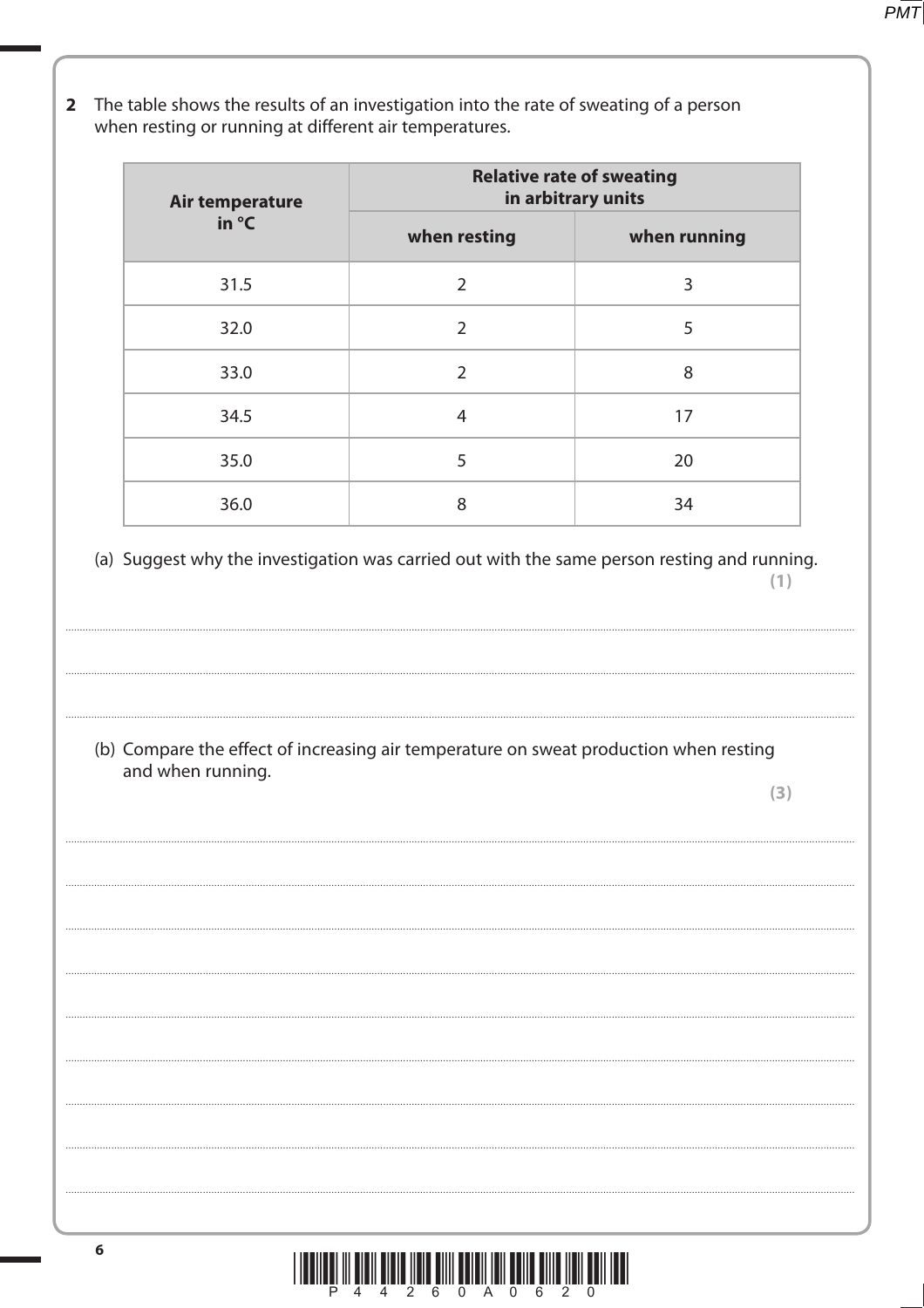**2** The table shows the results of an investigation into the rate of sweating of a person when resting or running at different air temperatures.

| Air temperature in °C | Relative rate of sweating in arbitrary units | |
|---|---|---|
| | when resting | when running |
| 31.5 | 2 | 3 |
| 32.0 | 2 | 5 |
| 33.0 | 2 | 8 |
| 34.5 | 4 | 17 |
| 35.0 | 5 | 20 |
| 36.0 | 8 | 34 |

(a) Suggest why the investigation was carried out with the same person resting and running.
**(1)**

.......................................................................................................................................................................................

.......................................................................................................................................................................................

.......................................................................................................................................................................................

(b) Compare the effect of increasing air temperature on sweat production when resting and when running.
**(3)**

.......................................................................................................................................................................................

.......................................................................................................................................................................................

.......................................................................................................................................................................................

.......................................................................................................................................................................................

.......................................................................................................................................................................................

.......................................................................................................................................................................................

.......................................................................................................................................................................................

.......................................................................................................................................................................................

.......................................................................................................................................................................................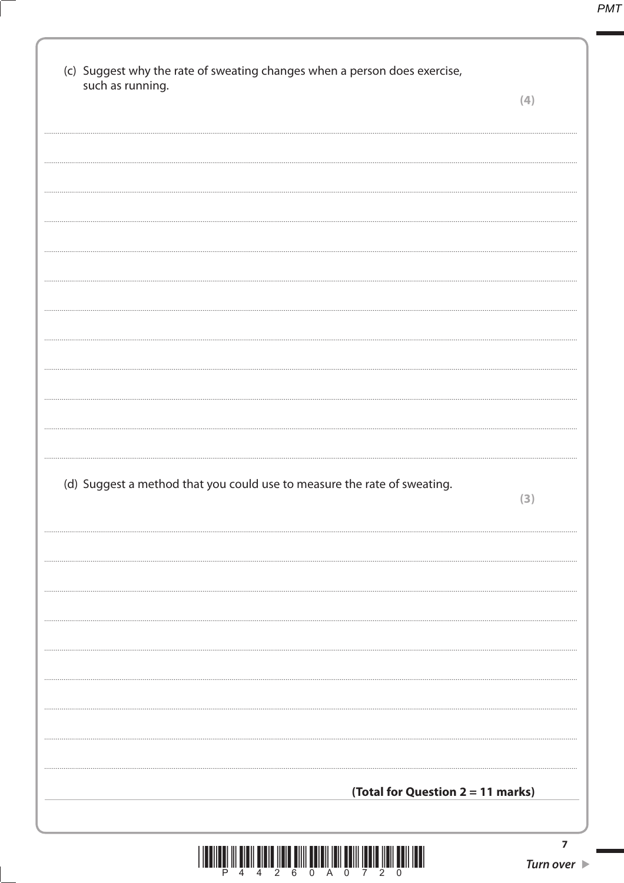(c) Suggest why the rate of sweating changes when a person does exercise, such as running.

**(4)**

(d) Suggest a method that you could use to measure the rate of sweating.

**(3)**

**(Total for Question 2 = 11 marks)**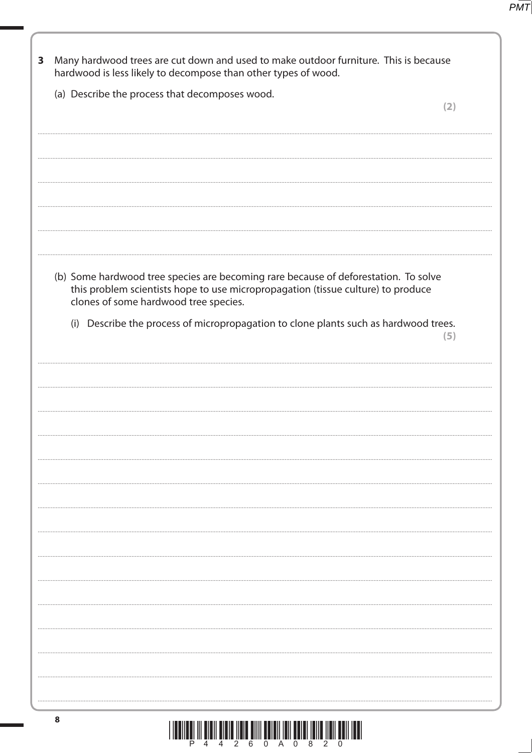**3** Many hardwood trees are cut down and used to make outdoor furniture. This is because hardwood is less likely to decompose than other types of wood.

(a) Describe the process that decomposes wood.

**(2)**

(b) Some hardwood tree species are becoming rare because of deforestation. To solve this problem scientists hope to use micropropagation (tissue culture) to produce clones of some hardwood tree species.

(i) Describe the process of micropropagation to clone plants such as hardwood trees.

**(5)**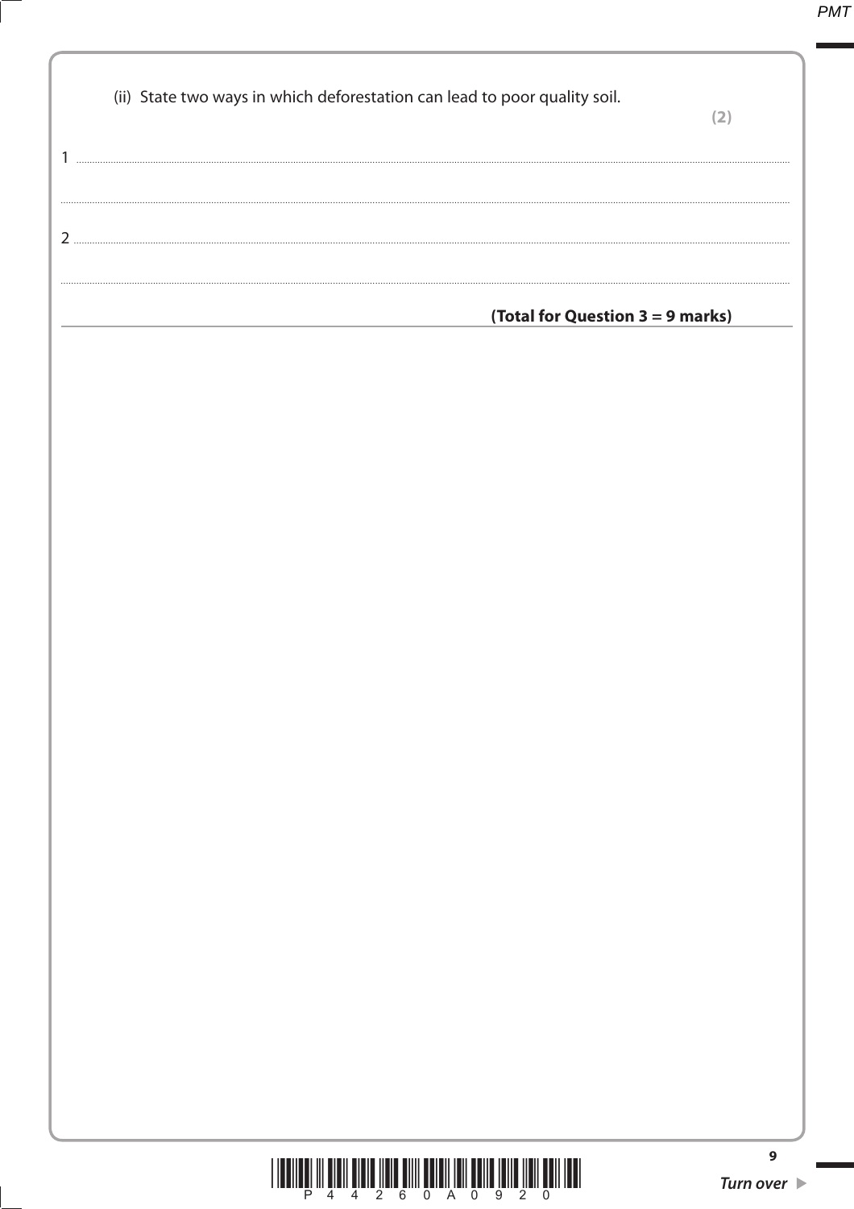(ii) State two ways in which deforestation can lead to poor quality soil.

**(2)**

1 ....................................................................................................................................................................................

....................................................................................................................................................................................

2 ....................................................................................................................................................................................

....................................................................................................................................................................................

**(Total for Question 3 = 9 marks)**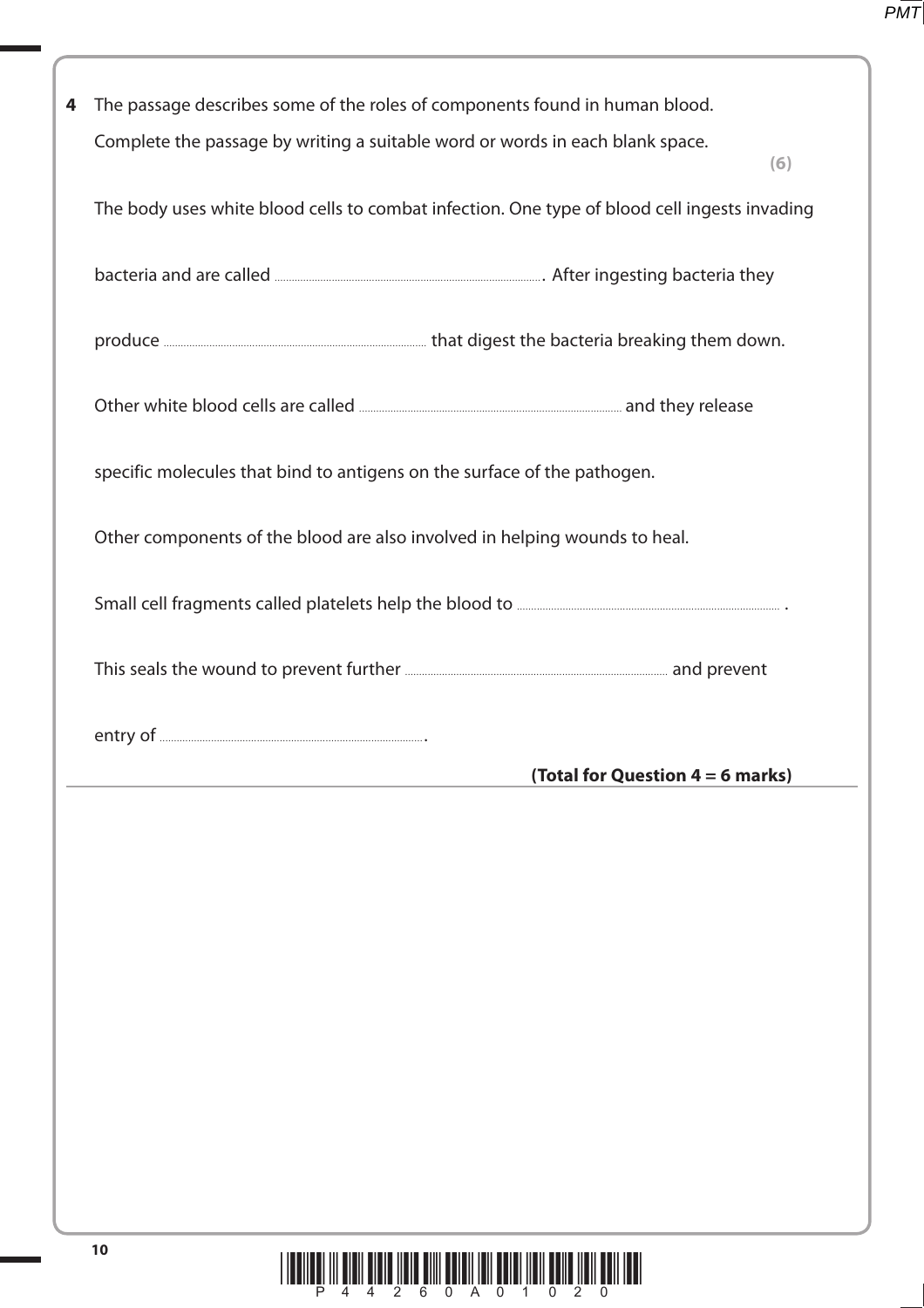**4** The passage describes some of the roles of components found in human blood.

Complete the passage by writing a suitable word or words in each blank space.

**(6)**

The body uses white blood cells to combat infection. One type of blood cell ingests invading bacteria and are called .................................................... . After ingesting bacteria they produce .................................................... that digest the bacteria breaking them down.

Other white blood cells are called .................................................... and they release specific molecules that bind to antigens on the surface of the pathogen.

Other components of the blood are also involved in helping wounds to heal.

Small cell fragments called platelets help the blood to .................................................... .

This seals the wound to prevent further .................................................... and prevent entry of .................................................... .

**(Total for Question 4 = 6 marks)**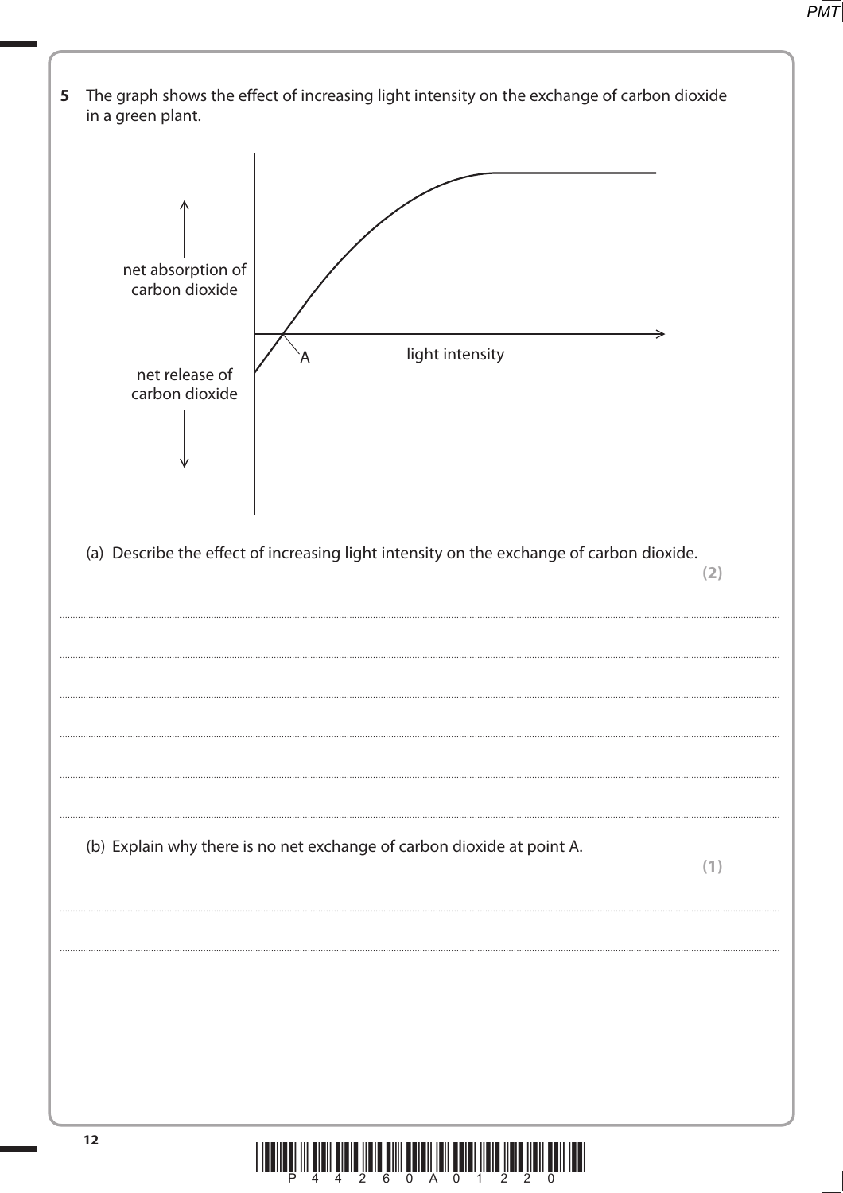**5** The graph shows the effect of increasing light intensity on the exchange of carbon dioxide in a green plant.

net absorption of carbon dioxide

net release of carbon dioxide

A

light intensity

(a) Describe the effect of increasing light intensity on the exchange of carbon dioxide. **(2)**

..........................................................................................................................................................................................................

..........................................................................................................................................................................................................

..........................................................................................................................................................................................................

..........................................................................................................................................................................................................

..........................................................................................................................................................................................................

(b) Explain why there is no net exchange of carbon dioxide at point A. **(1)**

..........................................................................................................................................................................................................

..........................................................................................................................................................................................................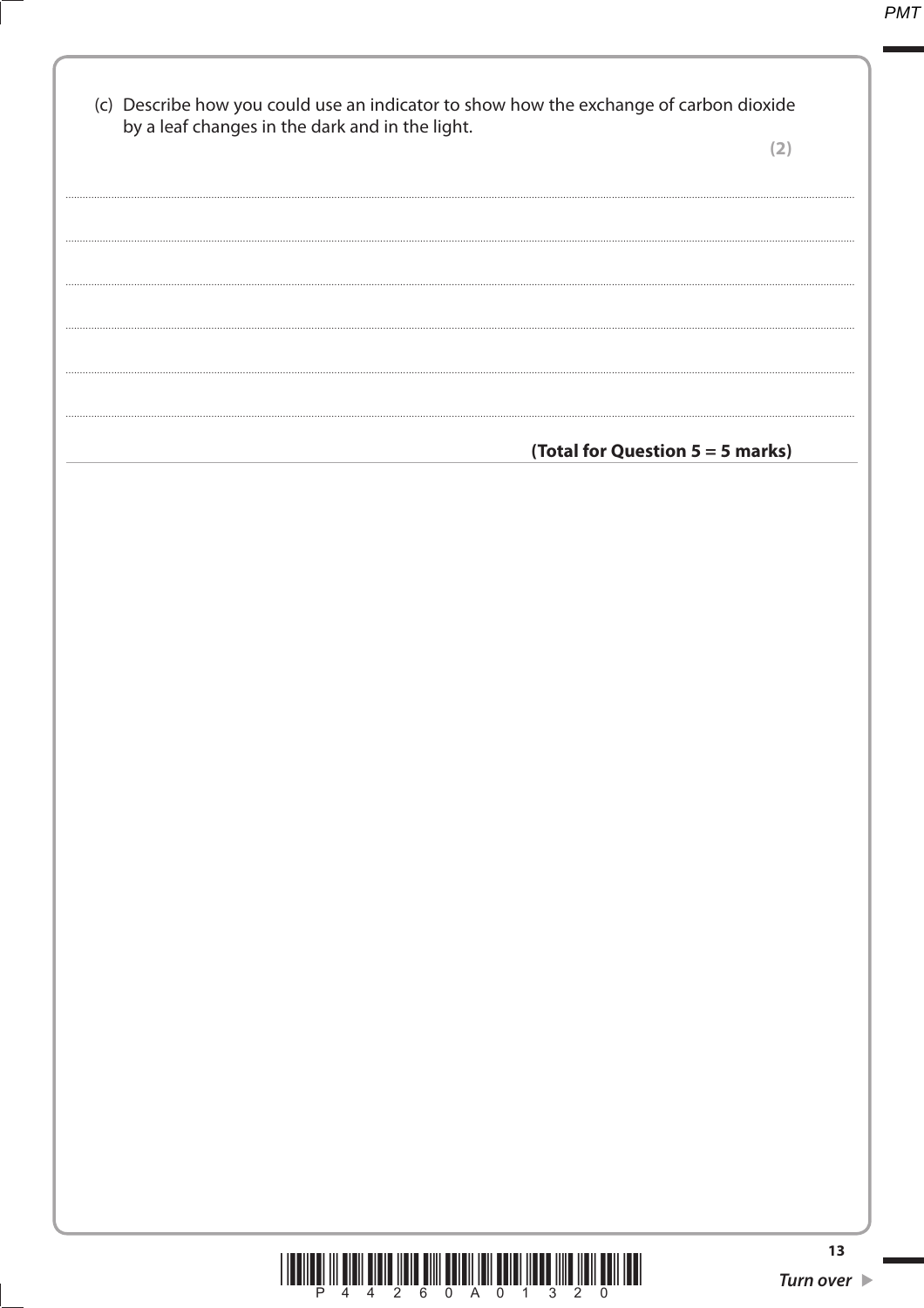(c) Describe how you could use an indicator to show how the exchange of carbon dioxide by a leaf changes in the dark and in the light.

**(2)**

..............................................................................................................................................

..............................................................................................................................................

..............................................................................................................................................

..............................................................................................................................................

..............................................................................................................................................

..............................................................................................................................................

**(Total for Question 5 = 5 marks)**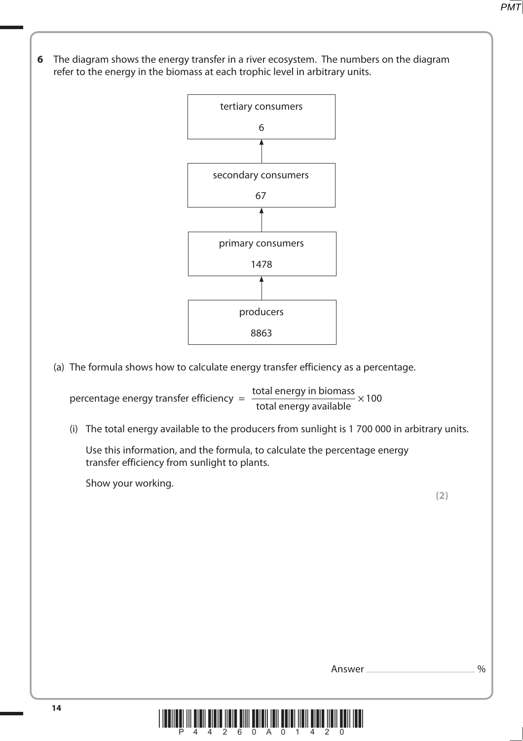**6** The diagram shows the energy transfer in a river ecosystem. The numbers on the diagram refer to the energy in the biomass at each trophic level in arbitrary units.

tertiary consumers
6

↑

secondary consumers
67

↑

primary consumers
1478

↑

producers
8863

(a) The formula shows how to calculate energy transfer efficiency as a percentage.

$$\text{percentage energy transfer efficiency} = \frac{\text{total energy in biomass}}{\text{total energy available}} \times 100$$

(i) The total energy available to the producers from sunlight is 1 700 000 in arbitrary units.

Use this information, and the formula, to calculate the percentage energy transfer efficiency from sunlight to plants.

Show your working.

**(2)**

Answer ........................................................ %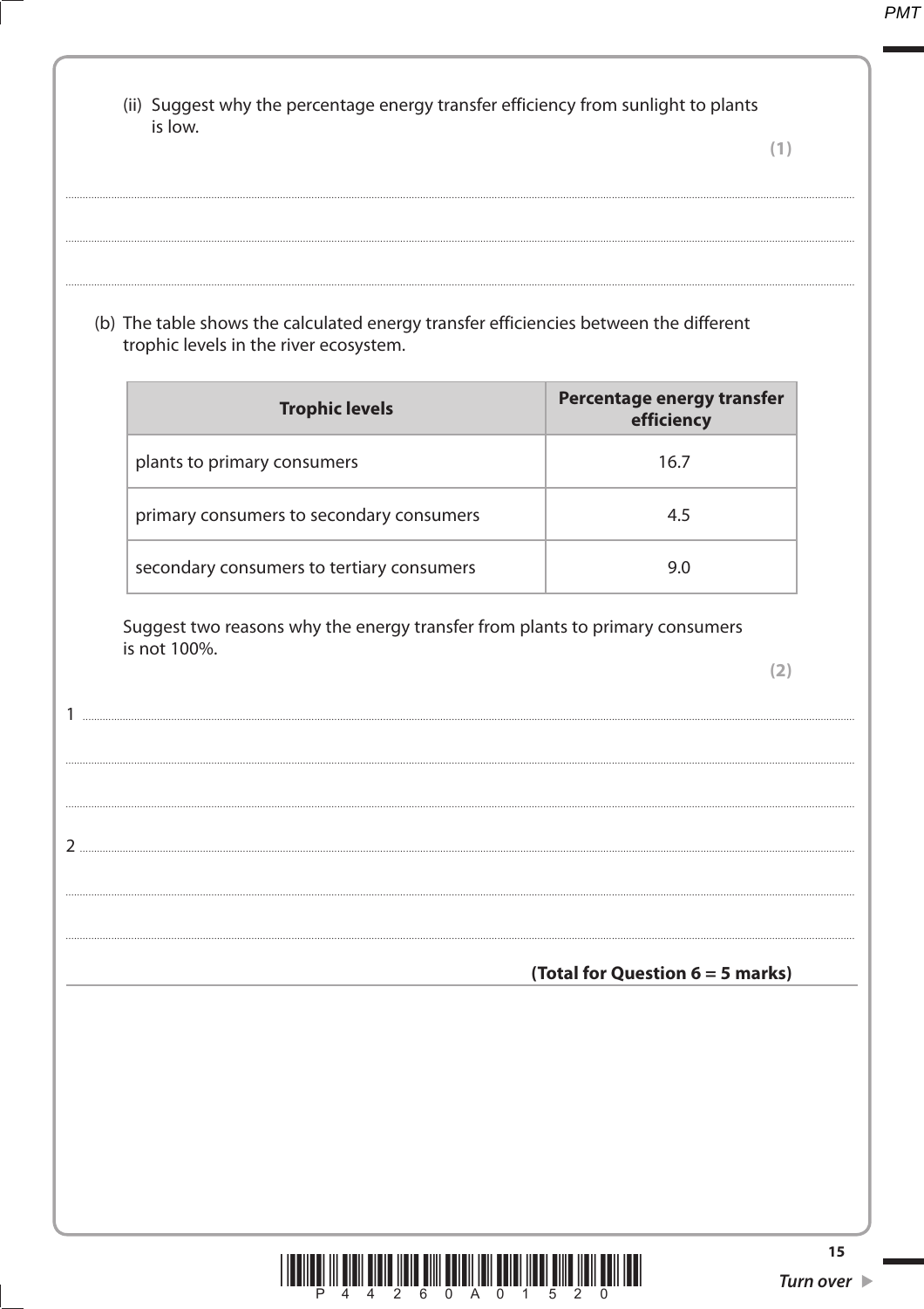(ii) Suggest why the percentage energy transfer efficiency from sunlight to plants is low.

**(1)**

.......................................................................................................................................................................

.......................................................................................................................................................................

.......................................................................................................................................................................

(b) The table shows the calculated energy transfer efficiencies between the different trophic levels in the river ecosystem.

| Trophic levels | Percentage energy transfer efficiency |
|---|---|
| plants to primary consumers | 16.7 |
| primary consumers to secondary consumers | 4.5 |
| secondary consumers to tertiary consumers | 9.0 |

Suggest two reasons why the energy transfer from plants to primary consumers is not 100%.

**(2)**

1 .....................................................................................................................................................................

.......................................................................................................................................................................

.......................................................................................................................................................................

2 .....................................................................................................................................................................

.......................................................................................................................................................................

.......................................................................................................................................................................

**(Total for Question 6 = 5 marks)**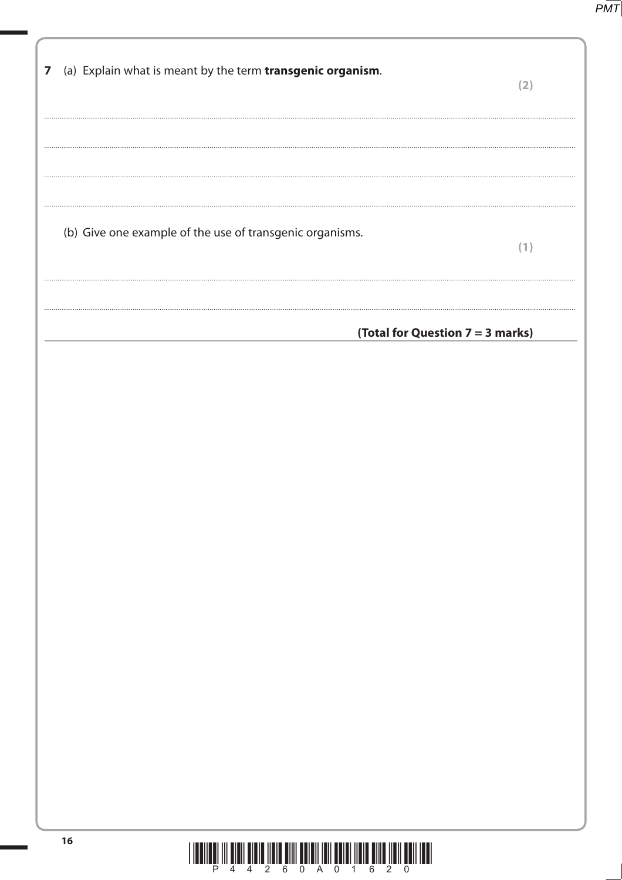**7** (a) Explain what is meant by the term **transgenic organism**.

**(2)**

..............................................................................................................................................

..............................................................................................................................................

..............................................................................................................................................

..............................................................................................................................................

(b) Give one example of the use of transgenic organisms.

**(1)**

..............................................................................................................................................

..............................................................................................................................................

**(Total for Question 7 = 3 marks)**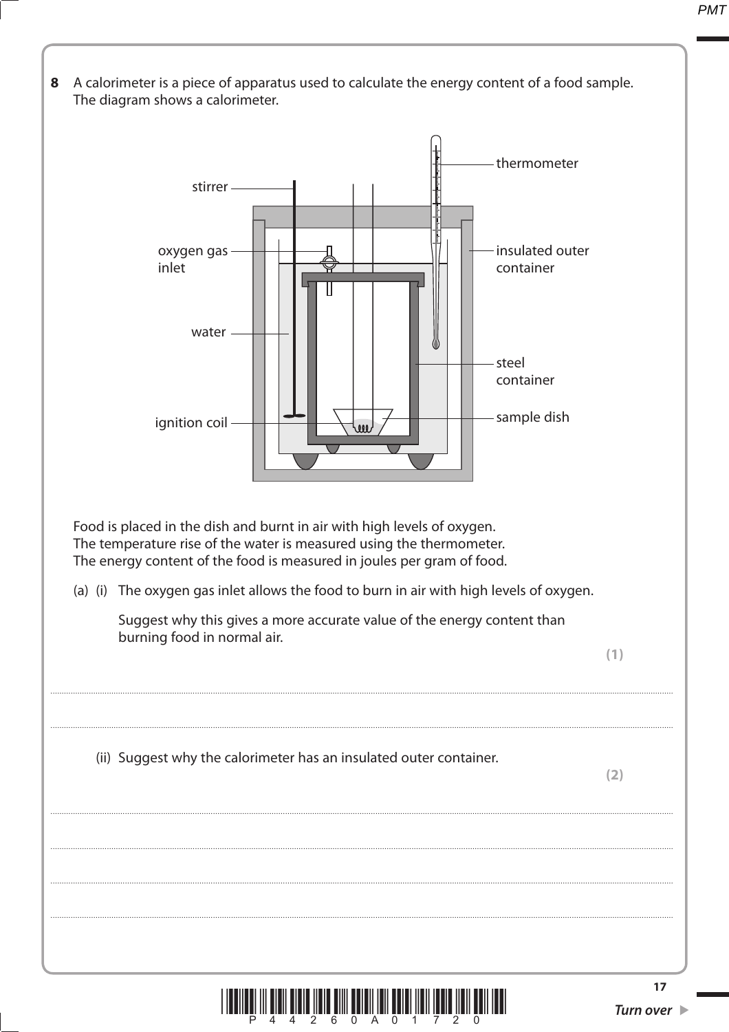**8** A calorimeter is a piece of apparatus used to calculate the energy content of a food sample. The diagram shows a calorimeter.

Food is placed in the dish and burnt in air with high levels of oxygen.
The temperature rise of the water is measured using the thermometer.
The energy content of the food is measured in joules per gram of food.

(a) (i) The oxygen gas inlet allows the food to burn in air with high levels of oxygen.

Suggest why this gives a more accurate value of the energy content than burning food in normal air.

**(1)**

..................................................................................................................................................

..................................................................................................................................................

(ii) Suggest why the calorimeter has an insulated outer container.

**(2)**

..................................................................................................................................................

..................................................................................................................................................

..................................................................................................................................................

..................................................................................................................................................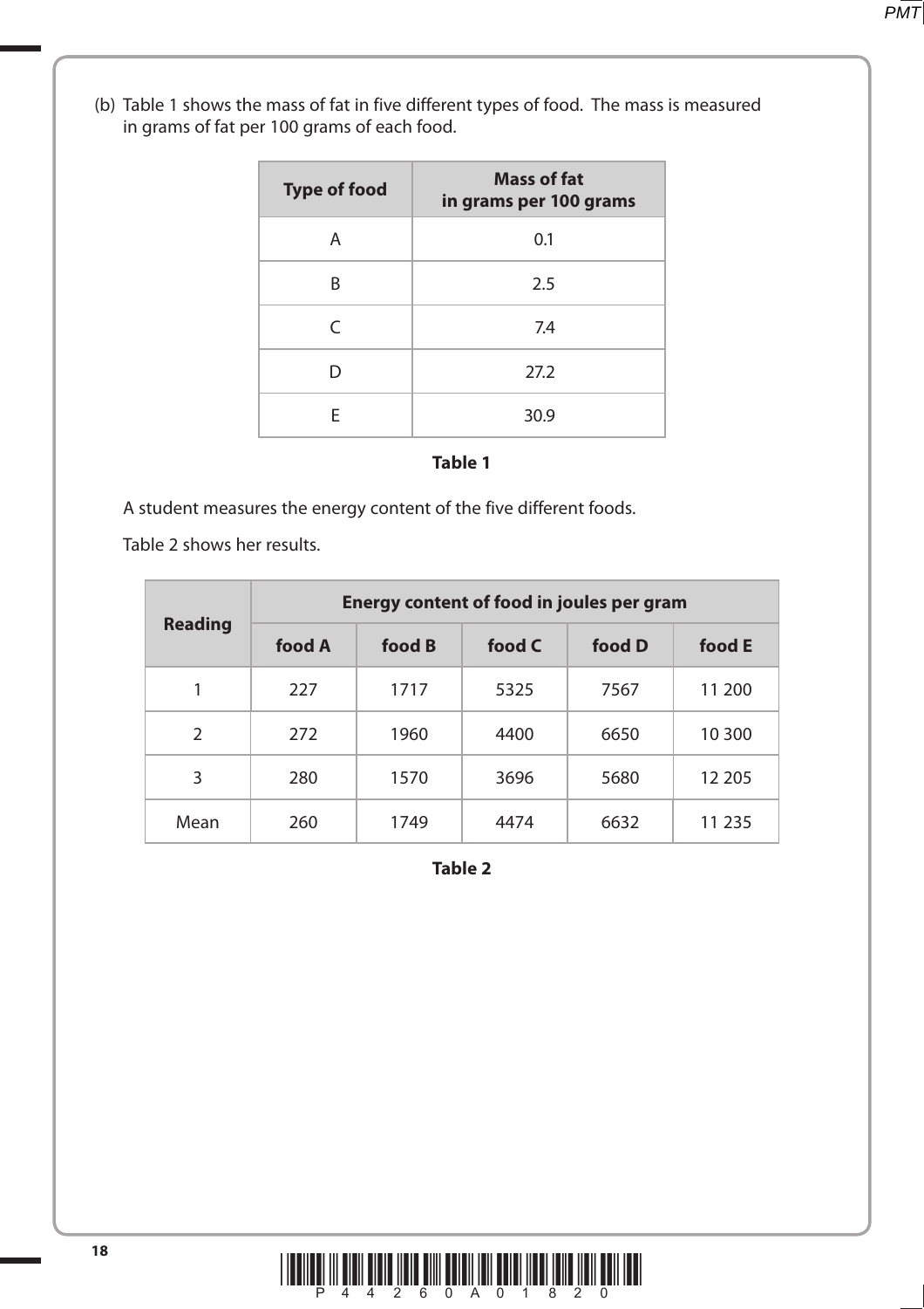(b) Table 1 shows the mass of fat in five different types of food. The mass is measured in grams of fat per 100 grams of each food.

| Type of food | Mass of fat in grams per 100 grams |
|---|---|
| A | 0.1 |
| B | 2.5 |
| C | 7.4 |
| D | 27.2 |
| E | 30.9 |

**Table 1**

A student measures the energy content of the five different foods.

Table 2 shows her results.

| Reading | Energy content of food in joules per gram | | | | |
|---|---|---|---|---|---|
| | food A | food B | food C | food D | food E |
| 1 | 227 | 1717 | 5325 | 7567 | 11 200 |
| 2 | 272 | 1960 | 4400 | 6650 | 10 300 |
| 3 | 280 | 1570 | 3696 | 5680 | 12 205 |
| Mean | 260 | 1749 | 4474 | 6632 | 11 235 |

**Table 2**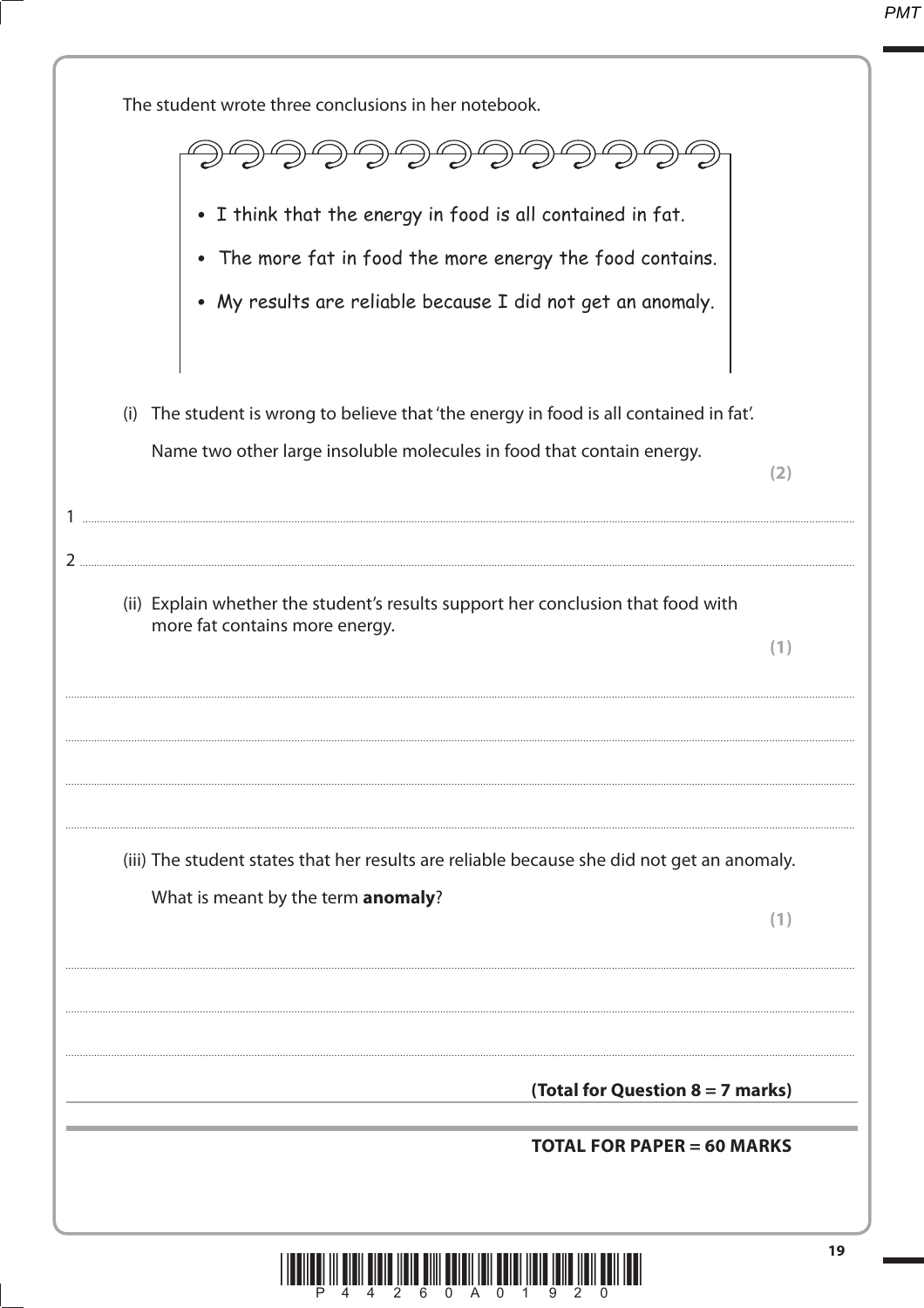The student wrote three conclusions in her notebook.

- I think that the energy in food is all contained in fat.
- The more fat in food the more energy the food contains.
- My results are reliable because I did not get an anomaly.

(i) The student is wrong to believe that 'the energy in food is all contained in fat'.

Name two other large insoluble molecules in food that contain energy.

**(2)**

1 ..........................................................................................................................................

2 ..........................................................................................................................................

(ii) Explain whether the student's results support her conclusion that food with more fat contains more energy.

**(1)**

..........................................................................................................................................

..........................................................................................................................................

..........................................................................................................................................

..........................................................................................................................................

(iii) The student states that her results are reliable because she did not get an anomaly.

What is meant by the term **anomaly**?

**(1)**

..........................................................................................................................................

..........................................................................................................................................

..........................................................................................................................................

**(Total for Question 8 = 7 marks)**

**TOTAL FOR PAPER = 60 MARKS**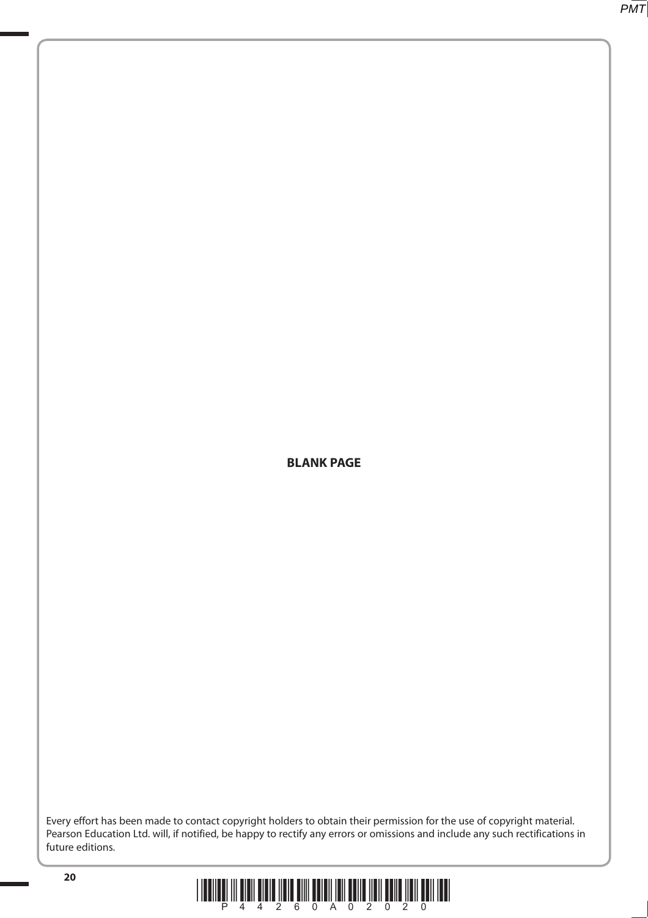**BLANK PAGE**

Every effort has been made to contact copyright holders to obtain their permission for the use of copyright material. Pearson Education Ltd. will, if notified, be happy to rectify any errors or omissions and include any such rectifications in future editions.